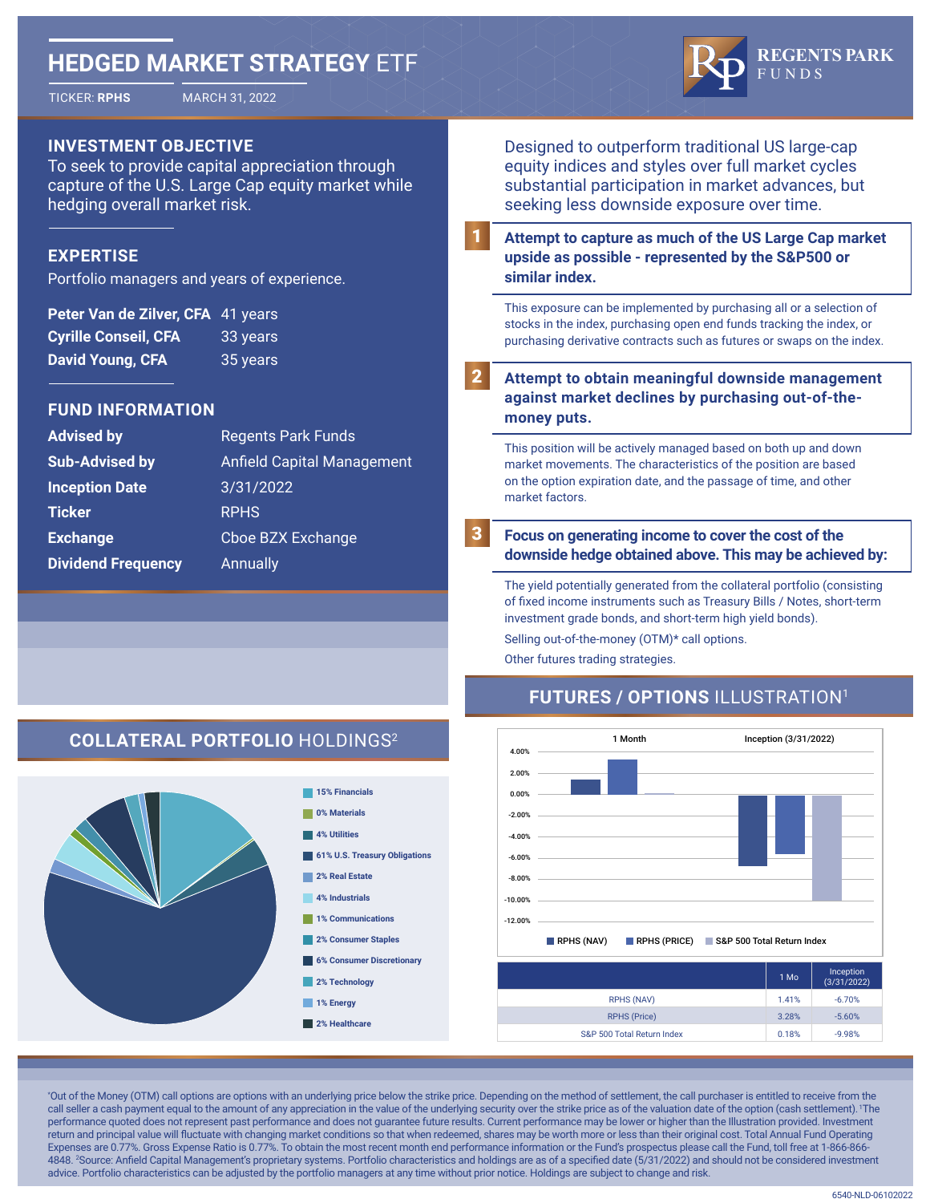# HEDGED MARKET STRATEGY ETF

TICKER: **RPHS** MARCH 31, 2022

**REGENTS PARK FUNDS**

## INVESTMENT OBJECTIVE

To seek to provide capital appreciation through capture of the U.S. Large Cap equity market while hedging overall market risk.

## EXPERTISE

Portfolio managers and years of experience.

| | |
|---|---|
| **Peter Van de Zilver, CFA** | 41 years |
| **Cyrille Conseil, CFA** | 33 years |
| **David Young, CFA** | 35 years |

## FUND INFORMATION

| | |
|---|---|
| **Advised by** | Regents Park Funds |
| **Sub-Advised by** | Anfield Capital Management |
| **Inception Date** | 3/31/2022 |
| **Ticker** | RPHS |
| **Exchange** | Cboe BZX Exchange |
| **Dividend Frequency** | Annually |

Designed to outperform traditional US large-cap equity indices and styles over full market cycles substantial participation in market advances, but seeking less downside exposure over time.

**1 Attempt to capture as much of the US Large Cap market upside as possible - represented by the S&P500 or similar index.**

This exposure can be implemented by purchasing all or a selection of stocks in the index, purchasing open end funds tracking the index, or purchasing derivative contracts such as futures or swaps on the index.

**2 Attempt to obtain meaningful downside management against market declines by purchasing out-of-the-money puts.**

This position will be actively managed based on both up and down market movements. The characteristics of the position are based on the option expiration date, and the passage of time, and other market factors.

**3 Focus on generating income to cover the cost of the downside hedge obtained when. This may be achieved by:**

The yield potentially generated from the collateral portfolio (consisting of fixed income instruments such as Treasury Bills / Notes, short-term investment grade bonds, and short-term high yield bonds).

Selling out-of-the-money (OTM)* call options.

Other futures trading strategies.

## COLLATERAL PORTFOLIO HOLDINGS[2]

- 15% Financials
- 0% Materials
- 4% Utilities
- 61% U.S. Treasury Obligations
- 2% Real Estate
- 4% Industrials
- 1% Communications
- 2% Consumer Staples
- 6% Consumer Discretionary
- 2% Technology
- 1% Energy
- 2% Healthcare

## FUTURES / OPTIONS ILLUSTRATION[1]

| | 1 Mo | Inception (3/31/2022) |
|---|---|---|
| RPHS (NAV) | 1.41% | -6.70% |
| RPHS (Price) | 3.28% | -5.60% |
| S&P 500 Total Return Index | 0.18% | -9.98% |

*Out of the Money (OTM) call options are options with an underlying price below the strike price. Depending on the method of settlement, the call purchaser is entitled to receive from the call seller a cash payment equal to the amount of any appreciation in the value of the underlying security over the strike price as of the valuation date of the option (cash settlement). [1]The performance quoted does not represent past performance and does not guarantee future results. Current performance may be lower or higher than the Illustration provided. Investment return and principal value will fluctuate with changing market conditions so that when redeemed, shares may be worth more or less than their original cost. Total Annual Fund Operating Expenses are 0.77%. Gross Expense Ratio is 0.77%. To obtain the most recent month end performance information or the Fund's prospectus please call the Fund, toll free at 1-866-866-4848. [2]Source: Anfield Capital Management's proprietary systems. Portfolio characteristics and holdings are as of a specified date (5/31/2022) and should not be considered investment advice. Portfolio characteristics can be adjusted by the portfolio managers at any time without prior notice. Holdings are subject to change and risk.

6540-NLD-06102022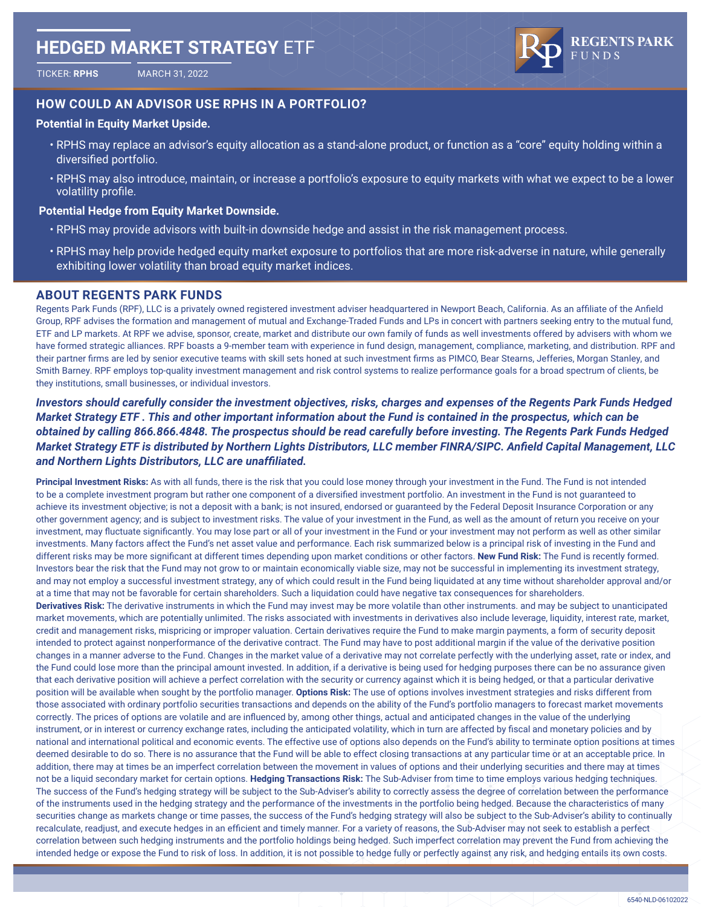# HEDGED MARKET STRATEGY ETF

TICKER: **RPHS** MARCH 31, 2022

## HOW COULD AN ADVISOR USE RPHS IN A PORTFOLIO?

**Potential in Equity Market Upside.**

- RPHS may replace an advisor's equity allocation as a stand-alone product, or function as a "core" equity holding within a diversified portfolio.
- RPHS may also introduce, maintain, or increase a portfolio's exposure to equity markets with what we expect to be a lower volatility profile.

**Potential Hedge from Equity Market Downside.**

- RPHS may provide advisors with built-in downside hedge and assist in the risk management process.
- RPHS may help provide hedged equity market exposure to portfolios that are more risk-adverse in nature, while generally exhibiting lower volatility than broad equity market indices.

## ABOUT REGENTS PARK FUNDS

Regents Park Funds (RPF), LLC is a privately owned registered investment adviser headquartered in Newport Beach, California. As an affiliate of the Anfield Group, RPF advises the formation and management of mutual and Exchange-Traded Funds and LPs in concert with partners seeking entry to the mutual fund, ETF and LP markets. At RPF we advise, sponsor, create, market and distribute our own family of funds as well investments offered by advisers with whom we have formed strategic alliances. RPF boasts a 9-member team with experience in fund design, management, compliance, marketing, and distribution. RPF and their partner firms are led by senior executive teams with skill sets honed at such investment firms as PIMCO, Bear Stearns, Jefferies, Morgan Stanley, and Smith Barney. RPF employs top-quality investment management and risk control systems to realize performance goals for a broad spectrum of clients, be they institutions, small businesses, or individual investors.

***Investors should carefully consider the investment objectives, risks, charges and expenses of the Regents Park Funds Hedged Market Strategy ETF . This and other important information about the Fund is contained in the prospectus, which can be obtained by calling 866.866.4848. The prospectus should be read carefully before investing. The Regents Park Funds Hedged Market Strategy ETF is distributed by Northern Lights Distributors, LLC member FINRA/SIPC. Anfield Capital Management, LLC and Northern Lights Distributors, LLC are unaffiliated.***

**Principal Investment Risks:** As with all funds, there is the risk that you could lose money through your investment in the Fund. The Fund is not intended to be a complete investment program but rather one component of a diversified investment portfolio. An investment in the Fund is not guaranteed to achieve its investment objective; is not a deposit with a bank; is not insured, endorsed or guaranteed by the Federal Deposit Insurance Corporation or any other government agency; and is subject to investment risks. The value of your investment in the Fund, as well as the amount of return you receive on your investment, may fluctuate significantly. You may lose part or all of your investment in the Fund or your investment may not perform as well as other similar investments. Many factors affect the Fund's net asset value and performance. Each risk summarized below is a principal risk of investing in the Fund and different risks may be more significant at different times depending upon market conditions or other factors. **New Fund Risk:** The Fund is recently formed. Investors bear the risk that the Fund may not grow to or maintain economically viable size, may not be successful in implementing its investment strategy, and may not employ a successful investment strategy, any of which could result in the Fund being liquidated at any time without shareholder approval and/or at a time that may not be favorable for certain shareholders. Such a liquidation could have negative tax consequences for shareholders.
**Derivatives Risk:** The derivative instruments in which the Fund may invest may be more volatile than other instruments. and may be subject to unanticipated market movements, which are potentially unlimited. The risks associated with investments in derivatives also include leverage, liquidity, interest rate, market, credit and management risks, mispricing or improper valuation. Certain derivatives require the Fund to make margin payments, a form of security deposit intended to protect against nonperformance of the derivative contract. The Fund may have to post additional margin if the value of the derivative position changes in a manner adverse to the Fund. Changes in the market value of a derivative may not correlate perfectly with the underlying asset, rate or index, and the Fund could lose more than the principal amount invested. In addition, if a derivative is being used for hedging purposes there can be no assurance given that each derivative position will achieve a perfect correlation with the security or currency against which it is being hedged, or that a particular derivative position will be available when sought by the portfolio manager. **Options Risk:** The use of options involves investment strategies and risks different from those associated with ordinary portfolio securities transactions and depends on the ability of the Fund's portfolio managers to forecast market movements correctly. The prices of options are volatile and are influenced by, among other things, actual and anticipated changes in the value of the underlying instrument, or in interest or currency exchange rates, including the anticipated volatility, which in turn are affected by fiscal and monetary policies and by national and international political and economic events. The effective use of options also depends on the Fund's ability to terminate option positions at times deemed desirable to do so. There is no assurance that the Fund will be able to effect closing transactions at any particular time or at an acceptable price. In addition, there may at times be an imperfect correlation between the movement in values of options and their underlying securities and there may at times not be a liquid secondary market for certain options. **Hedging Transactions Risk:** The Sub-Adviser from time to time employs various hedging techniques. The success of the Fund's hedging strategy will be subject to the Sub-Adviser's ability to correctly assess the degree of correlation between the performance of the instruments used in the hedging strategy and the performance of the investments in the portfolio being hedged. Because the characteristics of many securities change as markets change or time passes, the success of the Fund's hedging strategy will also be subject to the Sub-Adviser's ability to continually recalculate, readjust, and execute hedges in an efficient and timely manner. For a variety of reasons, the Sub-Adviser may not seek to establish a perfect correlation between such hedging instruments and the portfolio holdings being hedged. Such imperfect correlation may prevent the Fund from achieving the intended hedge or expose the Fund to risk of loss. In addition, it is not possible to hedge fully or perfectly against any risk, and hedging entails its own costs.

6540-NLD-06102022